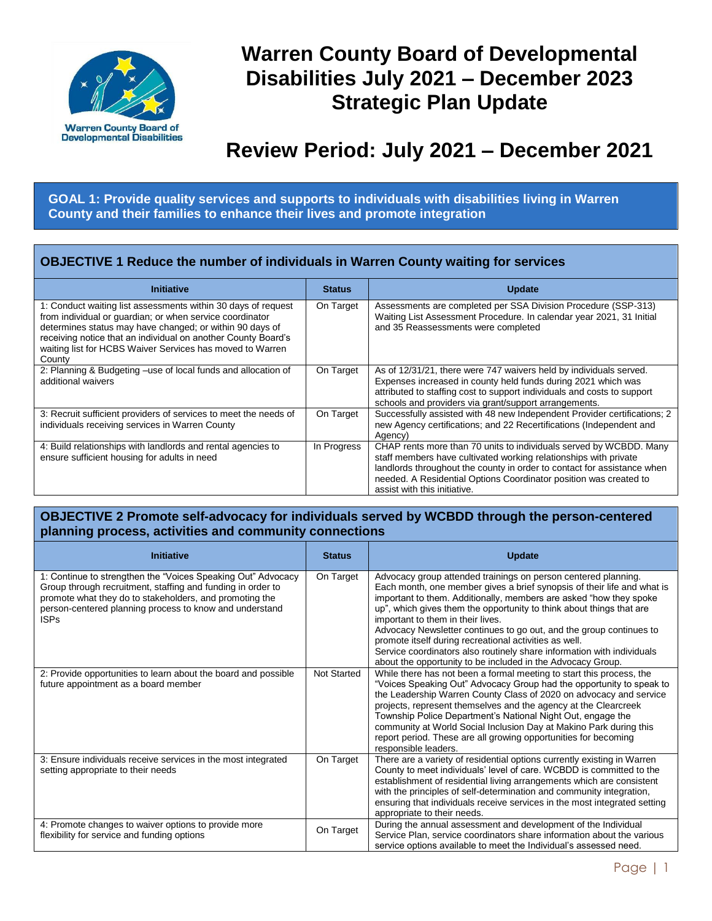Warren County Board of Developmental Disabilities

# Warren County Board of Developmental Disabilities July 2021 – December 2023 Strategic Plan Update

# Review Period: July 2021 – December 2021

## GOAL 1: Provide quality services and supports to individuals with disabilities living in Warren County and their families to enhance their lives and promote integration

### OBJECTIVE 1 Reduce the number of individuals in Warren County waiting for services

| Initiative | Status | Update |
|---|---|---|
| 1: Conduct waiting list assessments within 30 days of request from individual or guardian; or when service coordinator determines status may have changed; or within 90 days of receiving notice that an individual on another County Board's waiting list for HCBS Waiver Services has moved to Warren County | On Target | Assessments are completed per SSA Division Procedure (SSP-313) Waiting List Assessment Procedure. In calendar year 2021, 31 Initial and 35 Reassessments were completed |
| 2: Planning & Budgeting –use of local funds and allocation of additional waivers | On Target | As of 12/31/21, there were 747 waivers held by individuals served. Expenses increased in county held funds during 2021 which was attributed to staffing cost to support individuals and costs to support schools and providers via grant/support arrangements. |
| 3: Recruit sufficient providers of services to meet the needs of individuals receiving services in Warren County | On Target | Successfully assisted with 46 new Independent Provider certifications; 2 new Agency certifications; and 22 Recertifications (Independent and Agency) |
| 4: Build relationships with landlords and rental agencies to ensure sufficient housing for adults in need | In Progress | CHAP rents more than 70 units to individuals served by WCBDD. Many staff members have cultivated working relationships with private landlords throughout the county in order to contact for assistance when needed. A Residential Options Coordinator position was created to assist with this initiative. |

### OBJECTIVE 2 Promote self-advocacy for individuals served by WCBDD through the person-centered planning process, activities and community connections

| Initiative | Status | Update |
|---|---|---|
| 1: Continue to strengthen the "Voices Speaking Out" Advocacy Group through recruitment, staffing and funding in order to promote what they do to stakeholders, and promoting the person-centered planning process to know and understand ISPs | On Target | Advocacy group attended trainings on person centered planning. Each month, one member gives a brief synopsis of their life and what is important to them. Additionally, members are asked "how they spoke up", which gives them the opportunity to think about things that are important to them in their lives.<br>Advocacy Newsletter continues to go out, and the group continues to promote itself during recreational activities as well.<br>Service coordinators also routinely share information with individuals about the opportunity to be included in the Advocacy Group. |
| 2: Provide opportunities to learn about the board and possible future appointment as a board member | Not Started | While there has not been a formal meeting to start this process, the "Voices Speaking Out" Advocacy Group had the opportunity to speak to the Leadership Warren County Class of 2020 on advocacy and service projects, represent themselves and the agency at the Clearcreek Township Police Department's National Night Out, engage the community at World Social Inclusion Day at Makino Park during this report period. These are all growing opportunities for becoming responsible leaders. |
| 3: Ensure individuals receive services in the most integrated setting appropriate to their needs | On Target | There are a variety of residential options currently existing in Warren County to meet individuals' level of care. WCBDD is committed to the establishment of residential living arrangements which are consistent with the principles of self-determination and community integration, ensuring that individuals receive services in the most integrated setting appropriate to their needs. |
| 4: Promote changes to waiver options to provide more flexibility for service and funding options | On Target | During the annual assessment and development of the Individual Service Plan, service coordinators share information about the various service options available to meet the Individual's assessed need. |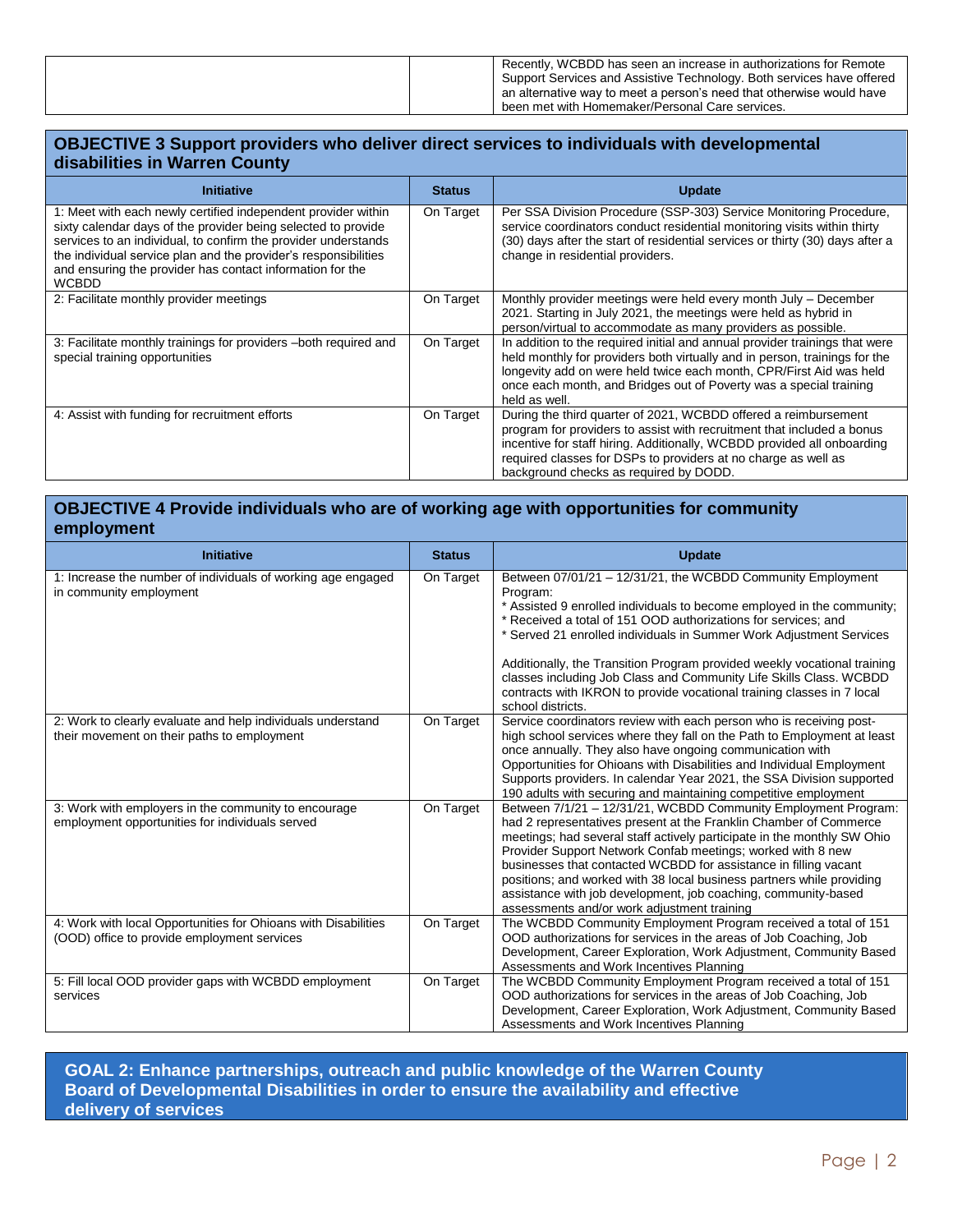| | | |
|---|---|---|
| | | Recently, WCBDD has seen an increase in authorizations for Remote Support Services and Assistive Technology. Both services have offered an alternative way to meet a person's need that otherwise would have been met with Homemaker/Personal Care services. |

### OBJECTIVE 3 Support providers who deliver direct services to individuals with developmental disabilities in Warren County

| Initiative | Status | Update |
|---|---|---|
| 1: Meet with each newly certified independent provider within sixty calendar days of the provider being selected to provide services to an individual, to confirm the provider understands the individual service plan and the provider's responsibilities and ensuring the provider has contact information for the WCBDD | On Target | Per SSA Division Procedure (SSP-303) Service Monitoring Procedure, service coordinators conduct residential monitoring visits within thirty (30) days after the start of residential services or thirty (30) days after a change in residential providers. |
| 2: Facilitate monthly provider meetings | On Target | Monthly provider meetings were held every month July – December 2021. Starting in July 2021, the meetings were held as hybrid in person/virtual to accommodate as many providers as possible. |
| 3: Facilitate monthly trainings for providers –both required and special training opportunities | On Target | In addition to the required initial and annual provider trainings that were held monthly for providers both virtually and in person, trainings for the longevity add on were held twice each month, CPR/First Aid was held once each month, and Bridges out of Poverty was a special training held as well. |
| 4: Assist with funding for recruitment efforts | On Target | During the third quarter of 2021, WCBDD offered a reimbursement program for providers to assist with recruitment that included a bonus incentive for staff hiring. Additionally, WCBDD provided all onboarding required classes for DSPs to providers at no charge as well as background checks as required by DODD. |

### OBJECTIVE 4 Provide individuals who are of working age with opportunities for community employment

| Initiative | Status | Update |
|---|---|---|
| 1: Increase the number of individuals of working age engaged in community employment | On Target | Between 07/01/21 – 12/31/21, the WCBDD Community Employment Program:<br>* Assisted 9 enrolled individuals to become employed in the community;<br>* Received a total of 151 OOD authorizations for services; and<br>* Served 21 enrolled individuals in Summer Work Adjustment Services<br><br>Additionally, the Transition Program provided weekly vocational training classes including Job Class and Community Life Skills Class. WCBDD contracts with IKRON to provide vocational training classes in 7 local school districts. |
| 2: Work to clearly evaluate and help individuals understand their movement on their paths to employment | On Target | Service coordinators review with each person who is receiving post-high school services where they fall on the Path to Employment at least once annually. They also have ongoing communication with Opportunities for Ohioans with Disabilities and Individual Employment Supports providers. In calendar Year 2021, the SSA Division supported 190 adults with securing and maintaining competitive employment |
| 3: Work with employers in the community to encourage employment opportunities for individuals served | On Target | Between 7/1/21 – 12/31/21, WCBDD Community Employment Program: had 2 representatives present at the Franklin Chamber of Commerce meetings; had several staff actively participate in the monthly SW Ohio Provider Support Network Confab meetings; worked with 8 new businesses that contacted WCBDD for assistance in filling vacant positions; and worked with 38 local business partners while providing assistance with job development, job coaching, community-based assessments and/or work adjustment training |
| 4: Work with local Opportunities for Ohioans with Disabilities (OOD) office to provide employment services | On Target | The WCBDD Community Employment Program received a total of 151 OOD authorizations for services in the areas of Job Coaching, Job Development, Career Exploration, Work Adjustment, Community Based Assessments and Work Incentives Planning |
| 5: Fill local OOD provider gaps with WCBDD employment services | On Target | The WCBDD Community Employment Program received a total of 151 OOD authorizations for services in the areas of Job Coaching, Job Development, Career Exploration, Work Adjustment, Community Based Assessments and Work Incentives Planning |

## GOAL 2: Enhance partnerships, outreach and public knowledge of the Warren County Board of Developmental Disabilities in order to ensure the availability and effective delivery of services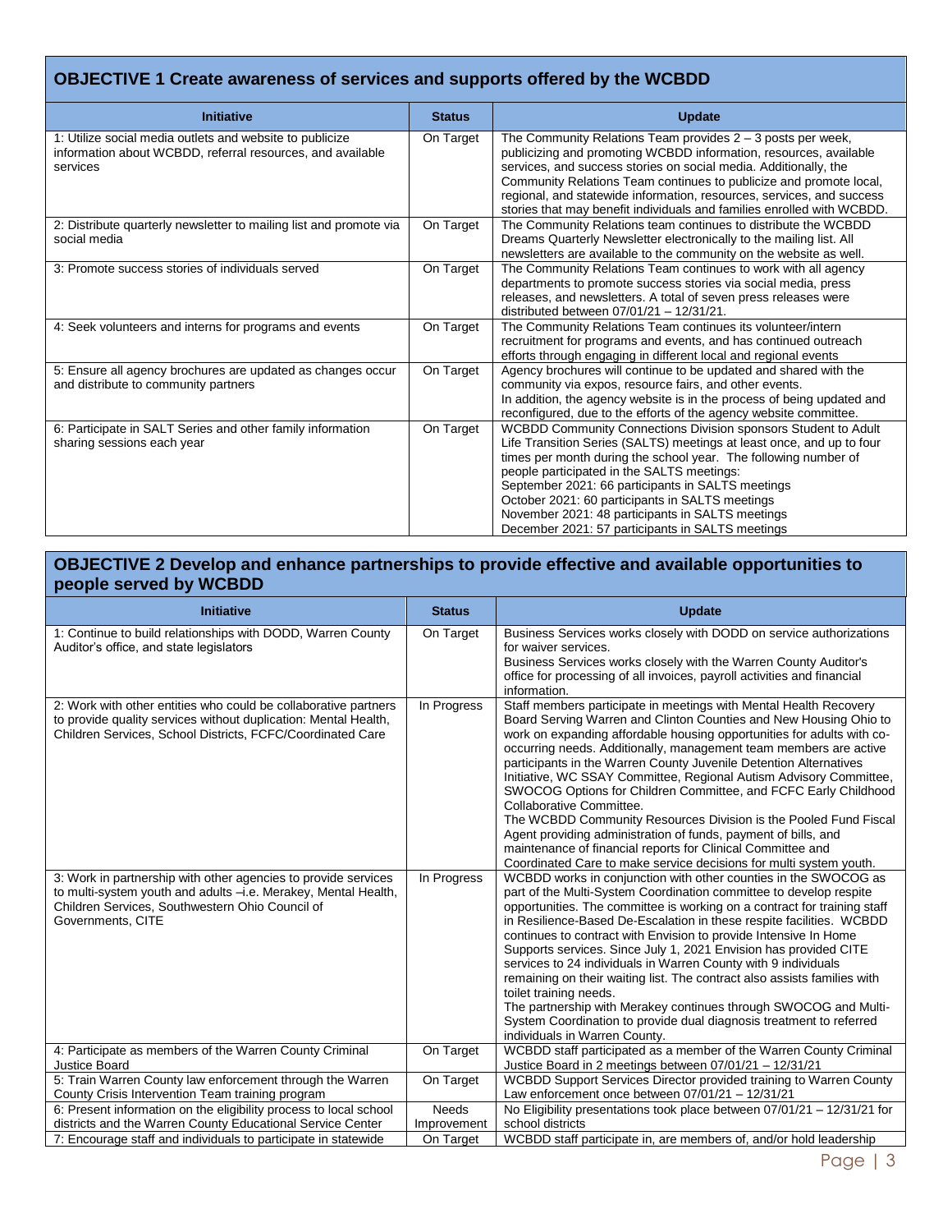## OBJECTIVE 1 Create awareness of services and supports offered by the WCBDD

| Initiative | Status | Update |
|---|---|---|
| 1: Utilize social media outlets and website to publicize information about WCBDD, referral resources, and available services | On Target | The Community Relations Team provides 2 – 3 posts per week, publicizing and promoting WCBDD information, resources, available services, and success stories on social media. Additionally, the Community Relations Team continues to publicize and promote local, regional, and statewide information, resources, services, and success stories that may benefit individuals and families enrolled with WCBDD. |
| 2: Distribute quarterly newsletter to mailing list and promote via social media | On Target | The Community Relations team continues to distribute the WCBDD Dreams Quarterly Newsletter electronically to the mailing list. All newsletters are available to the community on the website as well. |
| 3: Promote success stories of individuals served | On Target | The Community Relations Team continues to work with all agency departments to promote success stories via social media, press releases, and newsletters. A total of seven press releases were distributed between 07/01/21 – 12/31/21. |
| 4: Seek volunteers and interns for programs and events | On Target | The Community Relations Team continues its volunteer/intern recruitment for programs and events, and has continued outreach efforts through engaging in different local and regional events |
| 5: Ensure all agency brochures are updated as changes occur and distribute to community partners | On Target | Agency brochures will continue to be updated and shared with the community via expos, resource fairs, and other events.<br>In addition, the agency website is in the process of being updated and reconfigured, due to the efforts of the agency website committee. |
| 6: Participate in SALT Series and other family information sharing sessions each year | On Target | WCBDD Community Connections Division sponsors Student to Adult Life Transition Series (SALTS) meetings at least once, and up to four times per month during the school year. The following number of people participated in the SALTS meetings:<br>September 2021: 66 participants in SALTS meetings<br>October 2021: 60 participants in SALTS meetings<br>November 2021: 48 participants in SALTS meetings<br>December 2021: 57 participants in SALTS meetings |

## OBJECTIVE 2 Develop and enhance partnerships to provide effective and available opportunities to people served by WCBDD

| Initiative | Status | Update |
|---|---|---|
| 1: Continue to build relationships with DODD, Warren County Auditor's office, and state legislators | On Target | Business Services works closely with DODD on service authorizations for waiver services.<br>Business Services works closely with the Warren County Auditor's office for processing of all invoices, payroll activities and financial information. |
| 2: Work with other entities who could be collaborative partners to provide quality services without duplication: Mental Health, Children Services, School Districts, FCFC/Coordinated Care | In Progress | Staff members participate in meetings with Mental Health Recovery Board Serving Warren and Clinton Counties and New Housing Ohio to work on expanding affordable housing opportunities for adults with co-occurring needs. Additionally, management team members are active participants in the Warren County Juvenile Detention Alternatives Initiative, WC SSAY Committee, Regional Autism Advisory Committee, SWOCOG Options for Children Committee, and FCFC Early Childhood Collaborative Committee.<br>The WCBDD Community Resources Division is the Pooled Fund Fiscal Agent providing administration of funds, payment of bills, and maintenance of financial reports for Clinical Committee and Coordinated Care to make service decisions for multi system youth. |
| 3: Work in partnership with other agencies to provide services to multi-system youth and adults –i.e. Merakey, Mental Health, Children Services, Southwestern Ohio Council of Governments, CITE | In Progress | WCBDD works in conjunction with other counties in the SWOCOG as part of the Multi-System Coordination committee to develop respite opportunities. The committee is working on a contract for training staff in Resilience-Based De-Escalation in these respite facilities. WCBDD continues to contract with Envision to provide Intensive In Home Supports services. Since July 1, 2021 Envision has provided CITE services to 24 individuals in Warren County with 9 individuals remaining on their waiting list. The contract also assists families with toilet training needs.<br>The partnership with Merakey continues through SWOCOG and Multi-System Coordination to provide dual diagnosis treatment to referred individuals in Warren County. |
| 4: Participate as members of the Warren County Criminal Justice Board | On Target | WCBDD staff participated as a member of the Warren County Criminal Justice Board in 2 meetings between 07/01/21 – 12/31/21 |
| 5: Train Warren County law enforcement through the Warren County Crisis Intervention Team training program | On Target | WCBDD Support Services Director provided training to Warren County Law enforcement once between 07/01/21 – 12/31/21 |
| 6: Present information on the eligibility process to local school districts and the Warren County Educational Service Center | Needs Improvement | No Eligibility presentations took place between 07/01/21 – 12/31/21 for school districts |
| 7: Encourage staff and individuals to participate in statewide | On Target | WCBDD staff participate in, are members of, and/or hold leadership |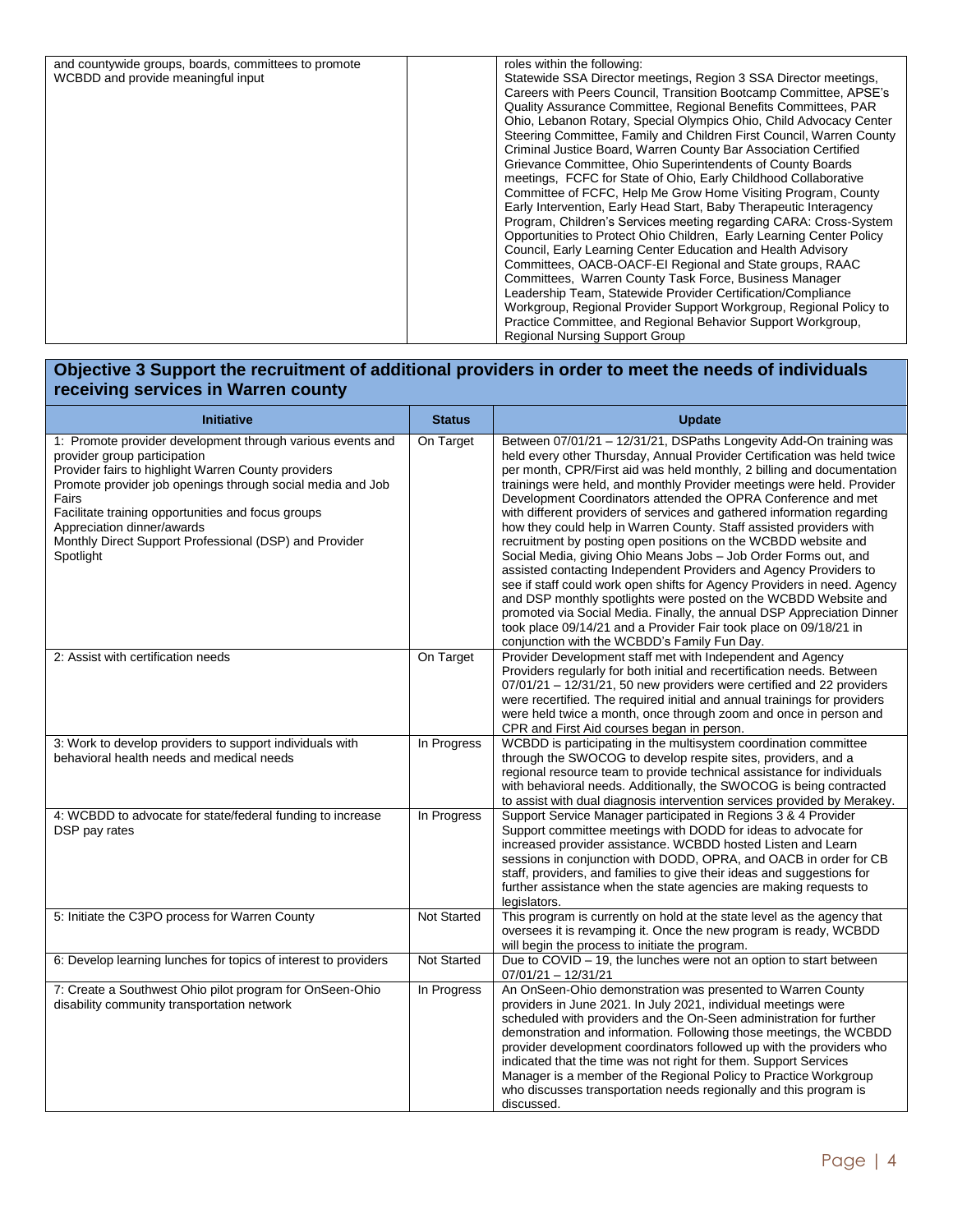| | | |
|---|---|---|
| and countywide groups, boards, committees to promote WCBDD and provide meaningful input | | roles within the following: Statewide SSA Director meetings, Region 3 SSA Director meetings, Careers with Peers Council, Transition Bootcamp Committee, APSE's Quality Assurance Committee, Regional Benefits Committees, PAR Ohio, Lebanon Rotary, Special Olympics Ohio, Child Advocacy Center Steering Committee, Family and Children First Council, Warren County Criminal Justice Board, Warren County Bar Association Certified Grievance Committee, Ohio Superintendents of County Boards meetings, FCFC for State of Ohio, Early Childhood Collaborative Committee of FCFC, Help Me Grow Home Visiting Program, County Early Intervention, Early Head Start, Baby Therapeutic Interagency Program, Children's Services meeting regarding CARA: Cross-System Opportunities to Protect Ohio Children, Early Learning Center Policy Council, Early Learning Center Education and Health Advisory Committees, OACB-OACF-EI Regional and State groups, RAAC Committees, Warren County Task Force, Business Manager Leadership Team, Statewide Provider Certification/Compliance Workgroup, Regional Provider Support Workgroup, Regional Policy to Practice Committee, and Regional Behavior Support Workgroup, Regional Nursing Support Group |

## Objective 3 Support the recruitment of additional providers in order to meet the needs of individuals receiving services in Warren county

| Initiative | Status | Update |
|---|---|---|
| 1: Promote provider development through various events and provider group participation<br>Provider fairs to highlight Warren County providers<br>Promote provider job openings through social media and Job Fairs<br>Facilitate training opportunities and focus groups<br>Appreciation dinner/awards<br>Monthly Direct Support Professional (DSP) and Provider Spotlight | On Target | Between 07/01/21 – 12/31/21, DSPaths Longevity Add-On training was held every other Thursday, Annual Provider Certification was held twice per month, CPR/First aid was held monthly, 2 billing and documentation trainings were held, and monthly Provider meetings were held. Provider Development Coordinators attended the OPRA Conference and met with different providers of services and gathered information regarding how they could help in Warren County. Staff assisted providers with recruitment by posting open positions on the WCBDD website and Social Media, giving Ohio Means Jobs – Job Order Forms out, and assisted contacting Independent Providers and Agency Providers to see if staff could work open shifts for Agency Providers in need. Agency and DSP monthly spotlights were posted on the WCBDD Website and promoted via Social Media. Finally, the annual DSP Appreciation Dinner took place 09/14/21 and a Provider Fair took place on 09/18/21 in conjunction with the WCBDD's Family Fun Day. |
| 2: Assist with certification needs | On Target | Provider Development staff met with Independent and Agency Providers regularly for both initial and recertification needs. Between 07/01/21 – 12/31/21, 50 new providers were certified and 22 providers were recertified. The required initial and annual trainings for providers were held twice a month, once through zoom and once in person and CPR and First Aid courses began in person. |
| 3: Work to develop providers to support individuals with behavioral health needs and medical needs | In Progress | WCBDD is participating in the multisystem coordination committee through the SWOCOG to develop respite sites, providers, and a regional resource team to provide technical assistance for individuals with behavioral needs. Additionally, the SWOCOG is being contracted to assist with dual diagnosis intervention services provided by Merakey. |
| 4: WCBDD to advocate for state/federal funding to increase DSP pay rates | In Progress | Support Service Manager participated in Regions 3 & 4 Provider Support committee meetings with DODD for ideas to advocate for increased provider assistance. WCBDD hosted Listen and Learn sessions in conjunction with DODD, OPRA, and OACB in order for CB staff, providers, and families to give their ideas and suggestions for further assistance when the state agencies are making requests to legislators. |
| 5: Initiate the C3PO process for Warren County | Not Started | This program is currently on hold at the state level as the agency that oversees it is revamping it. Once the new program is ready, WCBDD will begin the process to initiate the program. |
| 6: Develop learning lunches for topics of interest to providers | Not Started | Due to COVID – 19, the lunches were not an option to start between 07/01/21 – 12/31/21 |
| 7: Create a Southwest Ohio pilot program for OnSeen-Ohio disability community transportation network | In Progress | An OnSeen-Ohio demonstration was presented to Warren County providers in June 2021. In July 2021, individual meetings were scheduled with providers and the On-Seen administration for further demonstration and information. Following those meetings, the WCBDD provider development coordinators followed up with the providers who indicated that the time was not right for them. Support Services Manager is a member of the Regional Policy to Practice Workgroup who discusses transportation needs regionally and this program is discussed. |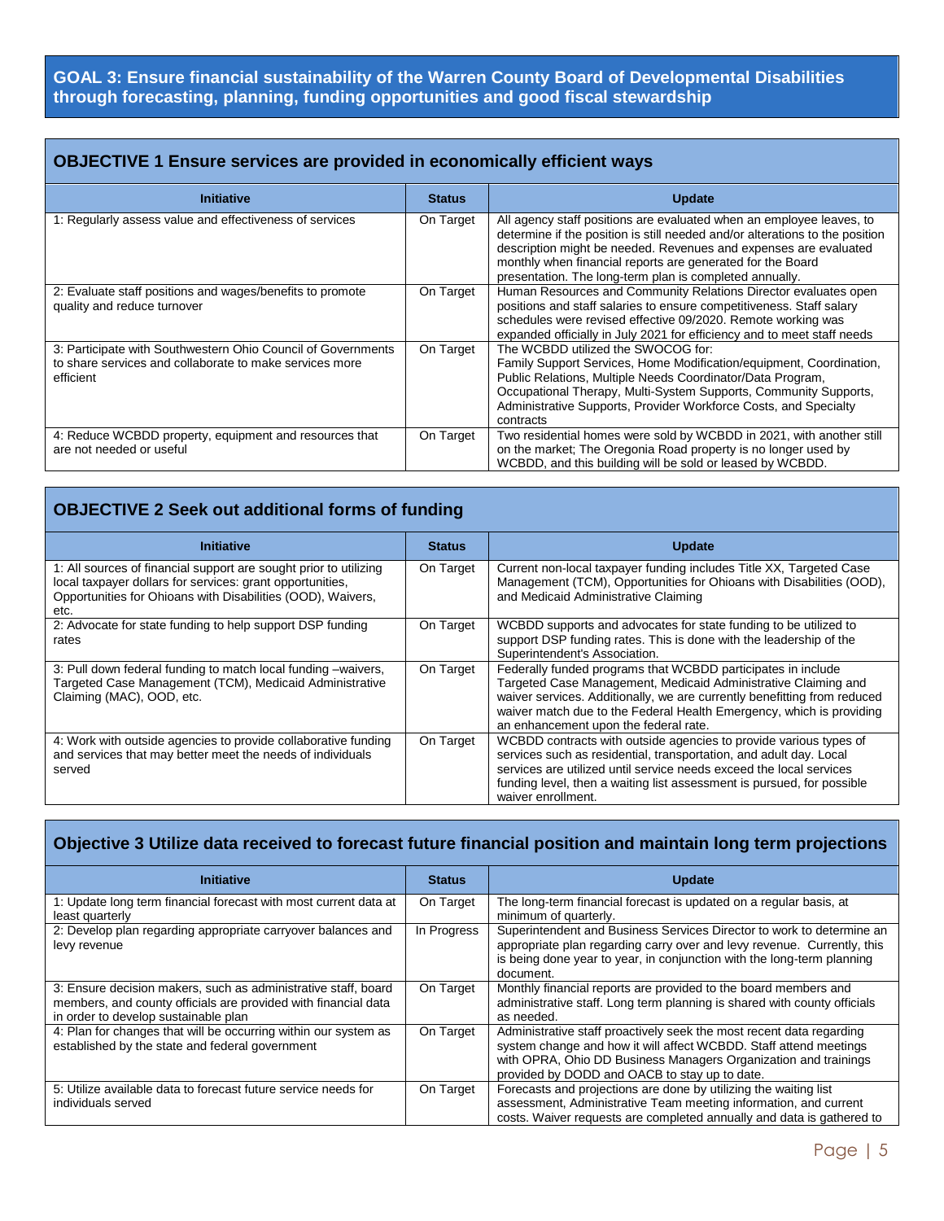## GOAL 3: Ensure financial sustainability of the Warren County Board of Developmental Disabilities through forecasting, planning, funding opportunities and good fiscal stewardship

### OBJECTIVE 1 Ensure services are provided in economically efficient ways

| Initiative | Status | Update |
| --- | --- | --- |
| 1: Regularly assess value and effectiveness of services | On Target | All agency staff positions are evaluated when an employee leaves, to determine if the position is still needed and/or alterations to the position description might be needed. Revenues and expenses are evaluated monthly when financial reports are generated for the Board presentation. The long-term plan is completed annually. |
| 2: Evaluate staff positions and wages/benefits to promote quality and reduce turnover | On Target | Human Resources and Community Relations Director evaluates open positions and staff salaries to ensure competitiveness. Staff salary schedules were revised effective 09/2020. Remote working was expanded officially in July 2021 for efficiency and to meet staff needs |
| 3: Participate with Southwestern Ohio Council of Governments to share services and collaborate to make services more efficient | On Target | The WCBDD utilized the SWOCOG for: Family Support Services, Home Modification/equipment, Coordination, Public Relations, Multiple Needs Coordinator/Data Program, Occupational Therapy, Multi-System Supports, Community Supports, Administrative Supports, Provider Workforce Costs, and Specialty contracts |
| 4: Reduce WCBDD property, equipment and resources that are not needed or useful | On Target | Two residential homes were sold by WCBDD in 2021, with another still on the market; The Oregonia Road property is no longer used by WCBDD, and this building will be sold or leased by WCBDD. |

### OBJECTIVE 2 Seek out additional forms of funding

| Initiative | Status | Update |
| --- | --- | --- |
| 1: All sources of financial support are sought prior to utilizing local taxpayer dollars for services: grant opportunities, Opportunities for Ohioans with Disabilities (OOD), Waivers, etc. | On Target | Current non-local taxpayer funding includes Title XX, Targeted Case Management (TCM), Opportunities for Ohioans with Disabilities (OOD), and Medicaid Administrative Claiming |
| 2: Advocate for state funding to help support DSP funding rates | On Target | WCBDD supports and advocates for state funding to be utilized to support DSP funding rates. This is done with the leadership of the Superintendent's Association. |
| 3: Pull down federal funding to match local funding –waivers, Targeted Case Management (TCM), Medicaid Administrative Claiming (MAC), OOD, etc. | On Target | Federally funded programs that WCBDD participates in include Targeted Case Management, Medicaid Administrative Claiming and waiver services. Additionally, we are currently benefitting from reduced waiver match due to the Federal Health Emergency, which is providing an enhancement upon the federal rate. |
| 4: Work with outside agencies to provide collaborative funding and services that may better meet the needs of individuals served | On Target | WCBDD contracts with outside agencies to provide various types of services such as residential, transportation, and adult day. Local services are utilized until service needs exceed the local services funding level, then a waiting list assessment is pursued, for possible waiver enrollment. |

### Objective 3 Utilize data received to forecast future financial position and maintain long term projections

| Initiative | Status | Update |
| --- | --- | --- |
| 1: Update long term financial forecast with most current data at least quarterly | On Target | The long-term financial forecast is updated on a regular basis, at minimum of quarterly. |
| 2: Develop plan regarding appropriate carryover balances and levy revenue | In Progress | Superintendent and Business Services Director to work to determine an appropriate plan regarding carry over and levy revenue. Currently, this is being done year to year, in conjunction with the long-term planning document. |
| 3: Ensure decision makers, such as administrative staff, board members, and county officials are provided with financial data in order to develop sustainable plan | On Target | Monthly financial reports are provided to the board members and administrative staff. Long term planning is shared with county officials as needed. |
| 4: Plan for changes that will be occurring within our system as established by the state and federal government | On Target | Administrative staff proactively seek the most recent data regarding system change and how it will affect WCBDD. Staff attend meetings with OPRA, Ohio DD Business Managers Organization and trainings provided by DODD and OACB to stay up to date. |
| 5: Utilize available data to forecast future service needs for individuals served | On Target | Forecasts and projections are done by utilizing the waiting list assessment, Administrative Team meeting information, and current costs. Waiver requests are completed annually and data is gathered to |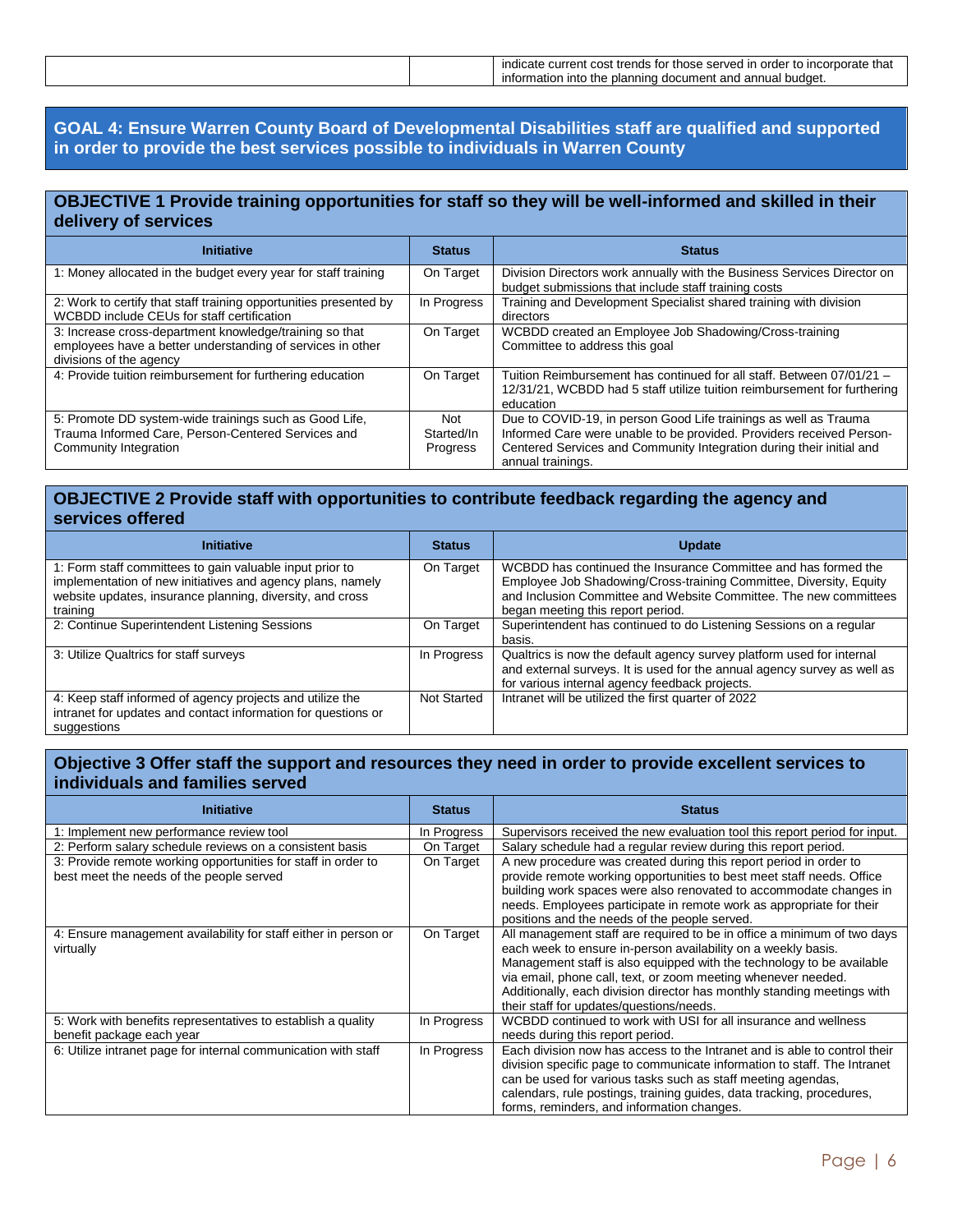| | | indicate current cost trends for those served in order to incorporate that information into the planning document and annual budget. |
|---|---|---|

## GOAL 4: Ensure Warren County Board of Developmental Disabilities staff are qualified and supported in order to provide the best services possible to individuals in Warren County

### OBJECTIVE 1 Provide training opportunities for staff so they will be well-informed and skilled in their delivery of services

| Initiative | Status | Status |
|---|---|---|
| 1: Money allocated in the budget every year for staff training | On Target | Division Directors work annually with the Business Services Director on budget submissions that include staff training costs |
| 2: Work to certify that staff training opportunities presented by WCBDD include CEUs for staff certification | In Progress | Training and Development Specialist shared training with division directors |
| 3: Increase cross-department knowledge/training so that employees have a better understanding of services in other divisions of the agency | On Target | WCBDD created an Employee Job Shadowing/Cross-training Committee to address this goal |
| 4: Provide tuition reimbursement for furthering education | On Target | Tuition Reimbursement has continued for all staff. Between 07/01/21 – 12/31/21, WCBDD had 5 staff utilize tuition reimbursement for furthering education |
| 5: Promote DD system-wide trainings such as Good Life, Trauma Informed Care, Person-Centered Services and Community Integration | Not Started/In Progress | Due to COVID-19, in person Good Life trainings as well as Trauma Informed Care were unable to be provided. Providers received Person-Centered Services and Community Integration during their initial and annual trainings. |

### OBJECTIVE 2 Provide staff with opportunities to contribute feedback regarding the agency and services offered

| Initiative | Status | Update |
|---|---|---|
| 1: Form staff committees to gain valuable input prior to implementation of new initiatives and agency plans, namely website updates, insurance planning, diversity, and cross training | On Target | WCBDD has continued the Insurance Committee and has formed the Employee Job Shadowing/Cross-training Committee, Diversity, Equity and Inclusion Committee and Website Committee. The new committees began meeting this report period. |
| 2: Continue Superintendent Listening Sessions | On Target | Superintendent has continued to do Listening Sessions on a regular basis. |
| 3: Utilize Qualtrics for staff surveys | In Progress | Qualtrics is now the default agency survey platform used for internal and external surveys. It is used for the annual agency survey as well as for various internal agency feedback projects. |
| 4: Keep staff informed of agency projects and utilize the intranet for updates and contact information for questions or suggestions | Not Started | Intranet will be utilized the first quarter of 2022 |

### Objective 3 Offer staff the support and resources they need in order to provide excellent services to individuals and families served

| Initiative | Status | Status |
|---|---|---|
| 1: Implement new performance review tool | In Progress | Supervisors received the new evaluation tool this report period for input. |
| 2: Perform salary schedule reviews on a consistent basis | On Target | Salary schedule had a regular review during this report period. |
| 3: Provide remote working opportunities for staff in order to best meet the needs of the people served | On Target | A new procedure was created during this report period in order to provide remote working opportunities to best meet staff needs. Office building work spaces were also renovated to accommodate changes in needs. Employees participate in remote work as appropriate for their positions and the needs of the people served. |
| 4: Ensure management availability for staff either in person or virtually | On Target | All management staff are required to be in office a minimum of two days each week to ensure in-person availability on a weekly basis. Management staff is also equipped with the technology to be available via email, phone call, text, or zoom meeting whenever needed. Additionally, each division director has monthly standing meetings with their staff for updates/questions/needs. |
| 5: Work with benefits representatives to establish a quality benefit package each year | In Progress | WCBDD continued to work with USI for all insurance and wellness needs during this report period. |
| 6: Utilize intranet page for internal communication with staff | In Progress | Each division now has access to the Intranet and is able to control their division specific page to communicate information to staff. The Intranet can be used for various tasks such as staff meeting agendas, calendars, rule postings, training guides, data tracking, procedures, forms, reminders, and information changes. |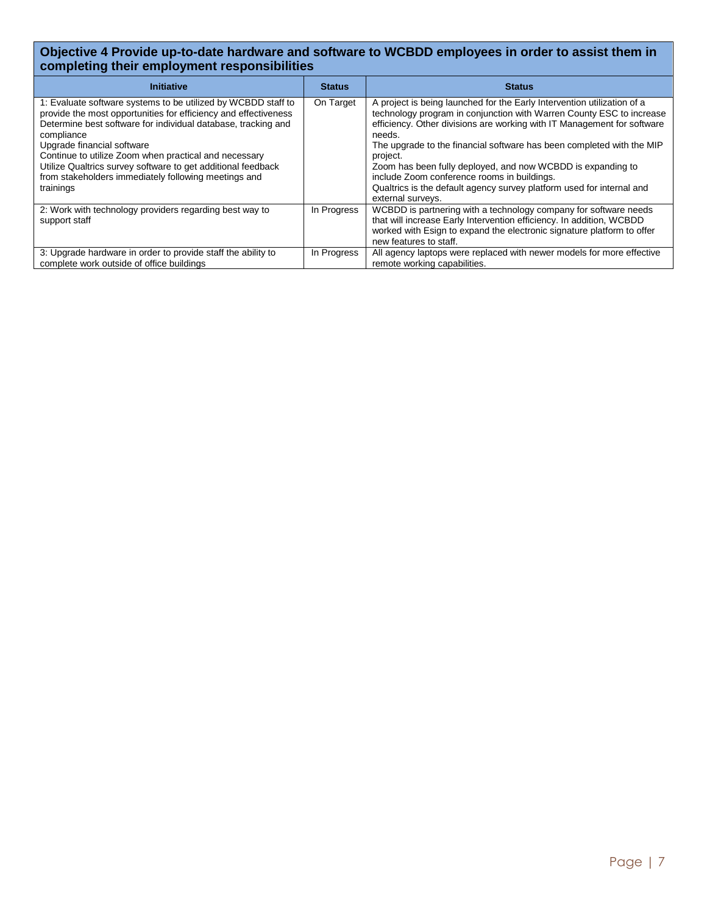## Objective 4 Provide up-to-date hardware and software to WCBDD employees in order to assist them in completing their employment responsibilities

| Initiative | Status | Status |
|---|---|---|
| 1: Evaluate software systems to be utilized by WCBDD staff to provide the most opportunities for efficiency and effectiveness<br>Determine best software for individual database, tracking and compliance<br>Upgrade financial software<br>Continue to utilize Zoom when practical and necessary<br>Utilize Qualtrics survey software to get additional feedback from stakeholders immediately following meetings and trainings | On Target | A project is being launched for the Early Intervention utilization of a technology program in conjunction with Warren County ESC to increase efficiency. Other divisions are working with IT Management for software needs.<br>The upgrade to the financial software has been completed with the MIP project.<br>Zoom has been fully deployed, and now WCBDD is expanding to include Zoom conference rooms in buildings.<br>Qualtrics is the default agency survey platform used for internal and external surveys. |
| 2: Work with technology providers regarding best way to support staff | In Progress | WCBDD is partnering with a technology company for software needs that will increase Early Intervention efficiency. In addition, WCBDD worked with Esign to expand the electronic signature platform to offer new features to staff. |
| 3: Upgrade hardware in order to provide staff the ability to complete work outside of office buildings | In Progress | All agency laptops were replaced with newer models for more effective remote working capabilities. |